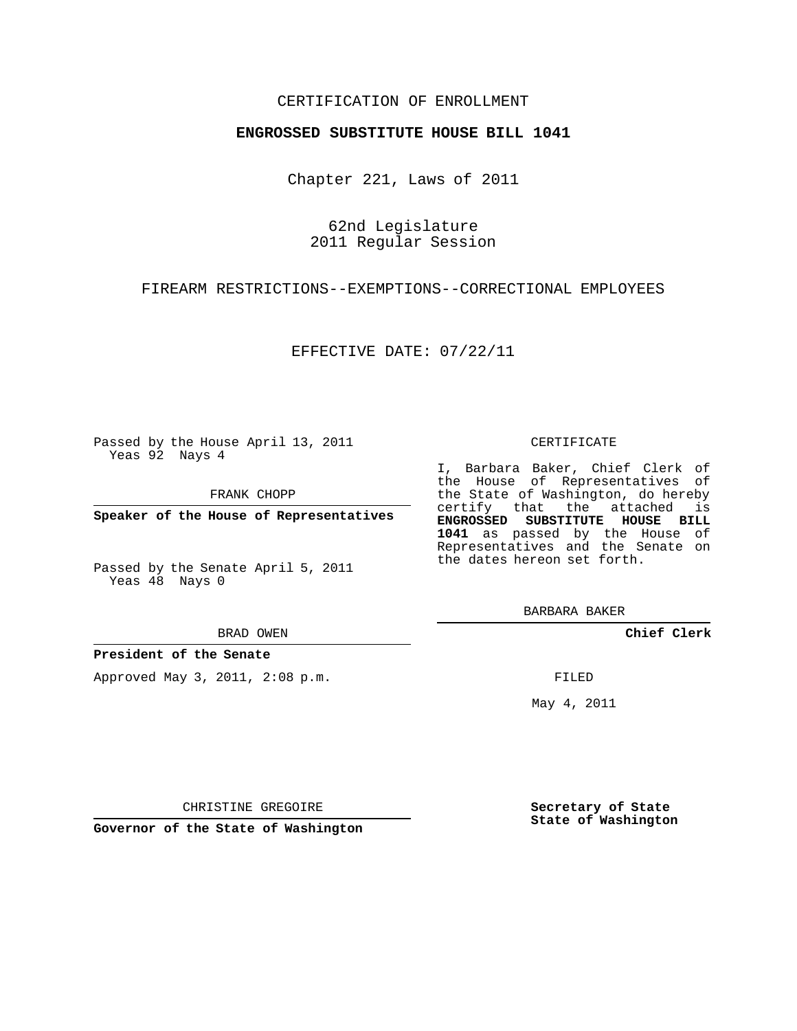CERTIFICATION OF ENROLLMENT

**ENGROSSED SUBSTITUTE HOUSE BILL 1041**

Chapter 221, Laws of 2011

62nd Legislature
2011 Regular Session

FIREARM RESTRICTIONS--EXEMPTIONS--CORRECTIONAL EMPLOYEES

EFFECTIVE DATE: 07/22/11

Passed by the House April 13, 2011
Yeas 92 Nays 4

FRANK CHOPP

**Speaker of the House of Representatives**

Passed by the Senate April 5, 2011
Yeas 48 Nays 0

BRAD OWEN

**President of the Senate**

Approved May 3, 2011, 2:08 p.m.

CHRISTINE GREGOIRE

**Governor of the State of Washington**

CERTIFICATE

I, Barbara Baker, Chief Clerk of the House of Representatives of the State of Washington, do hereby certify that the attached is **ENGROSSED SUBSTITUTE HOUSE BILL 1041** as passed by the House of Representatives and the Senate on the dates hereon set forth.

BARBARA BAKER

**Chief Clerk**

FILED

May 4, 2011

**Secretary of State**
**State of Washington**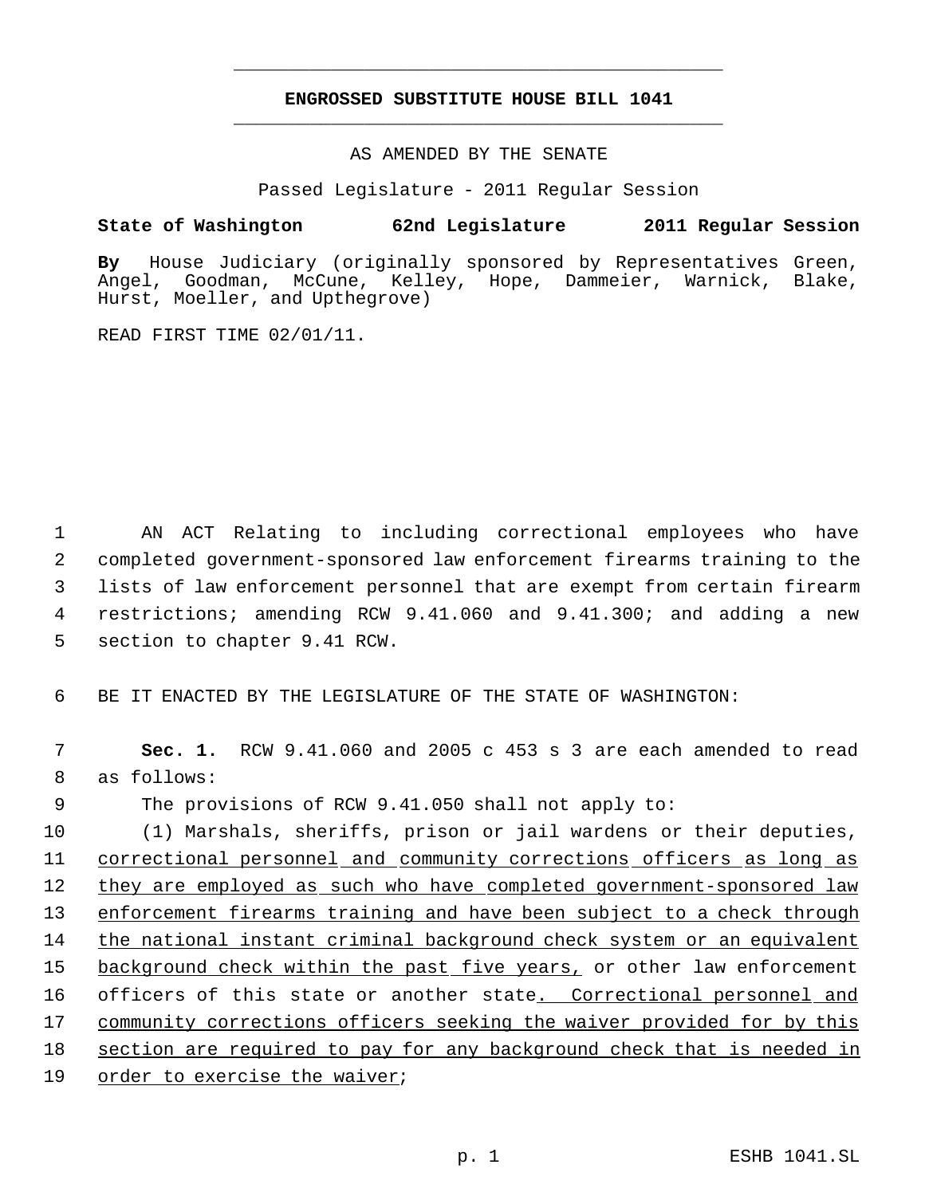# ENGROSSED SUBSTITUTE HOUSE BILL 1041

AS AMENDED BY THE SENATE

Passed Legislature - 2011 Regular Session

**State of Washington 62nd Legislature 2011 Regular Session**

**By** House Judiciary (originally sponsored by Representatives Green, Angel, Goodman, McCune, Kelley, Hope, Dammeier, Warnick, Blake, Hurst, Moeller, and Upthegrove)

READ FIRST TIME 02/01/11.

AN ACT Relating to including correctional employees who have completed government-sponsored law enforcement firearms training to the lists of law enforcement personnel that are exempt from certain firearm restrictions; amending RCW 9.41.060 and 9.41.300; and adding a new section to chapter 9.41 RCW.

BE IT ENACTED BY THE LEGISLATURE OF THE STATE OF WASHINGTON:

**Sec. 1.** RCW 9.41.060 and 2005 c 453 s 3 are each amended to read as follows:

The provisions of RCW 9.41.050 shall not apply to:

(1) Marshals, sheriffs, prison or jail wardens or their deputies, correctional personnel and community corrections officers as long as they are employed as such who have completed government-sponsored law enforcement firearms training and have been subject to a check through the national instant criminal background check system or an equivalent background check within the past five years, or other law enforcement officers of this state or another state. Correctional personnel and community corrections officers seeking the waiver provided for by this section are required to pay for any background check that is needed in order to exercise the waiver;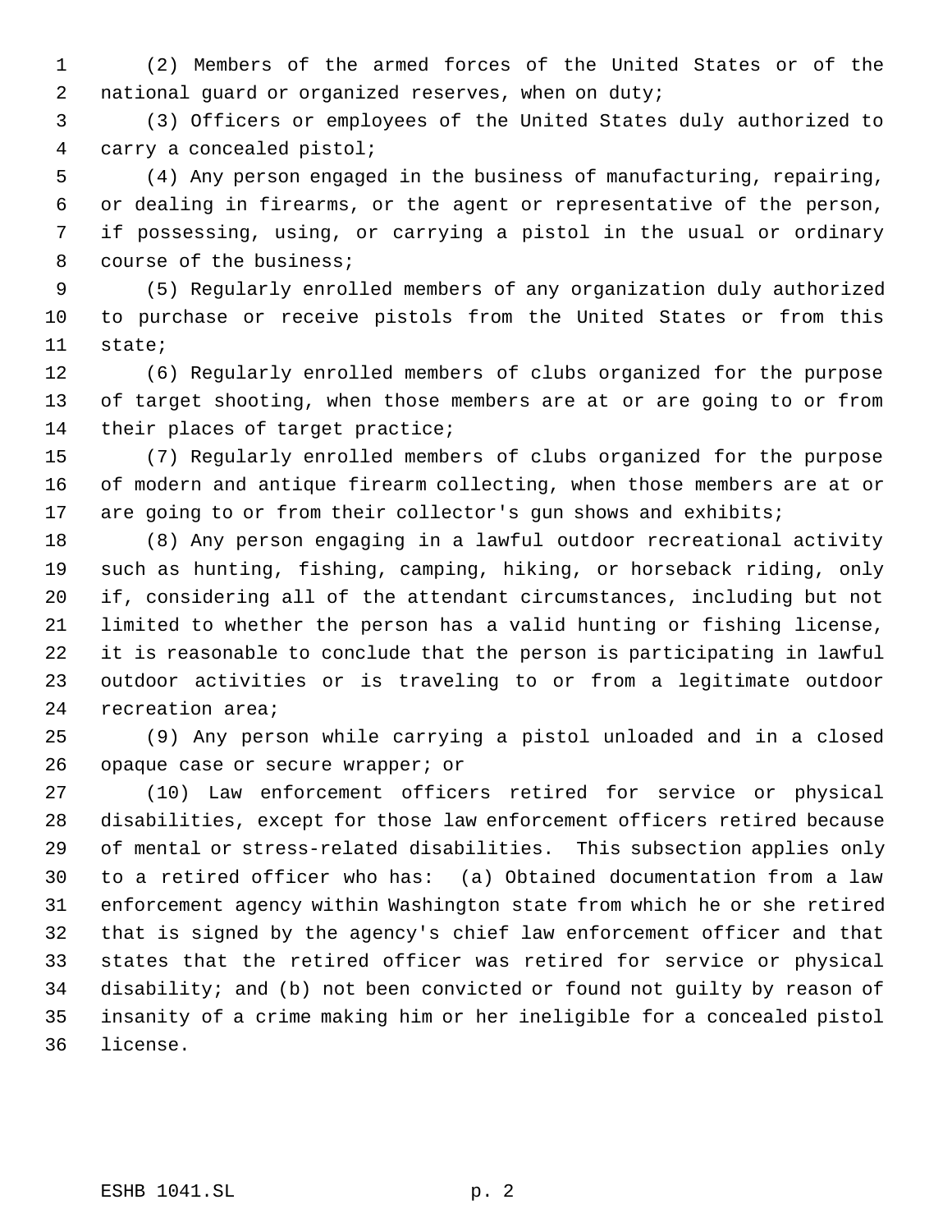(2) Members of the armed forces of the United States or of the national guard or organized reserves, when on duty;

(3) Officers or employees of the United States duly authorized to carry a concealed pistol;

(4) Any person engaged in the business of manufacturing, repairing, or dealing in firearms, or the agent or representative of the person, if possessing, using, or carrying a pistol in the usual or ordinary course of the business;

(5) Regularly enrolled members of any organization duly authorized to purchase or receive pistols from the United States or from this state;

(6) Regularly enrolled members of clubs organized for the purpose of target shooting, when those members are at or are going to or from their places of target practice;

(7) Regularly enrolled members of clubs organized for the purpose of modern and antique firearm collecting, when those members are at or are going to or from their collector's gun shows and exhibits;

(8) Any person engaging in a lawful outdoor recreational activity such as hunting, fishing, camping, hiking, or horseback riding, only if, considering all of the attendant circumstances, including but not limited to whether the person has a valid hunting or fishing license, it is reasonable to conclude that the person is participating in lawful outdoor activities or is traveling to or from a legitimate outdoor recreation area;

(9) Any person while carrying a pistol unloaded and in a closed opaque case or secure wrapper; or

(10) Law enforcement officers retired for service or physical disabilities, except for those law enforcement officers retired because of mental or stress-related disabilities. This subsection applies only to a retired officer who has: (a) Obtained documentation from a law enforcement agency within Washington state from which he or she retired that is signed by the agency's chief law enforcement officer and that states that the retired officer was retired for service or physical disability; and (b) not been convicted or found not guilty by reason of insanity of a crime making him or her ineligible for a concealed pistol license.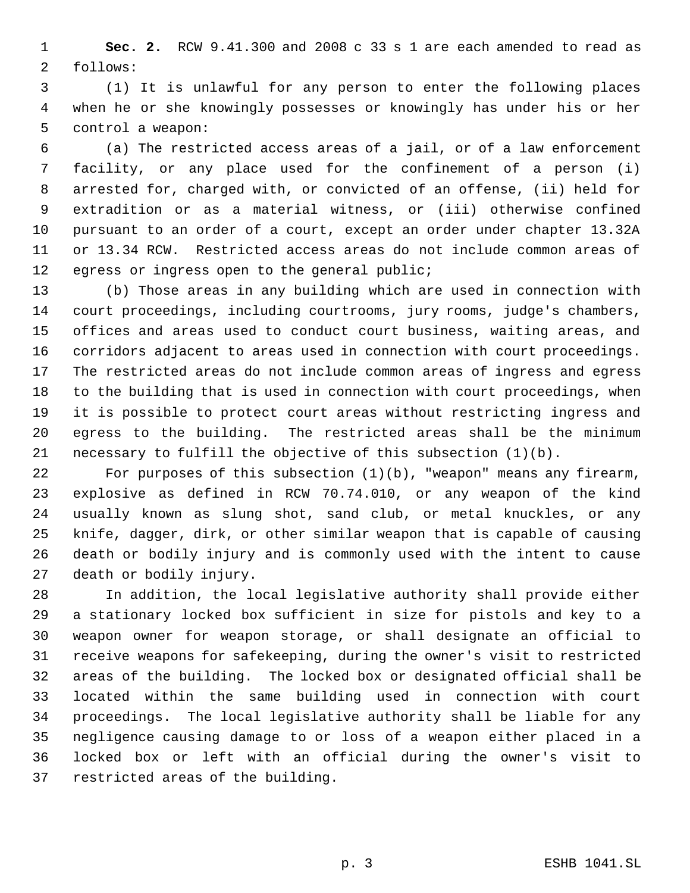**Sec. 2.** RCW 9.41.300 and 2008 c 33 s 1 are each amended to read as follows:

(1) It is unlawful for any person to enter the following places when he or she knowingly possesses or knowingly has under his or her control a weapon:

(a) The restricted access areas of a jail, or of a law enforcement facility, or any place used for the confinement of a person (i) arrested for, charged with, or convicted of an offense, (ii) held for extradition or as a material witness, or (iii) otherwise confined pursuant to an order of a court, except an order under chapter 13.32A or 13.34 RCW. Restricted access areas do not include common areas of egress or ingress open to the general public;

(b) Those areas in any building which are used in connection with court proceedings, including courtrooms, jury rooms, judge's chambers, offices and areas used to conduct court business, waiting areas, and corridors adjacent to areas used in connection with court proceedings. The restricted areas do not include common areas of ingress and egress to the building that is used in connection with court proceedings, when it is possible to protect court areas without restricting ingress and egress to the building. The restricted areas shall be the minimum necessary to fulfill the objective of this subsection (1)(b).

For purposes of this subsection (1)(b), "weapon" means any firearm, explosive as defined in RCW 70.74.010, or any weapon of the kind usually known as slung shot, sand club, or metal knuckles, or any knife, dagger, dirk, or other similar weapon that is capable of causing death or bodily injury and is commonly used with the intent to cause death or bodily injury.

In addition, the local legislative authority shall provide either a stationary locked box sufficient in size for pistols and key to a weapon owner for weapon storage, or shall designate an official to receive weapons for safekeeping, during the owner's visit to restricted areas of the building. The locked box or designated official shall be located within the same building used in connection with court proceedings. The local legislative authority shall be liable for any negligence causing damage to or loss of a weapon either placed in a locked box or left with an official during the owner's visit to restricted areas of the building.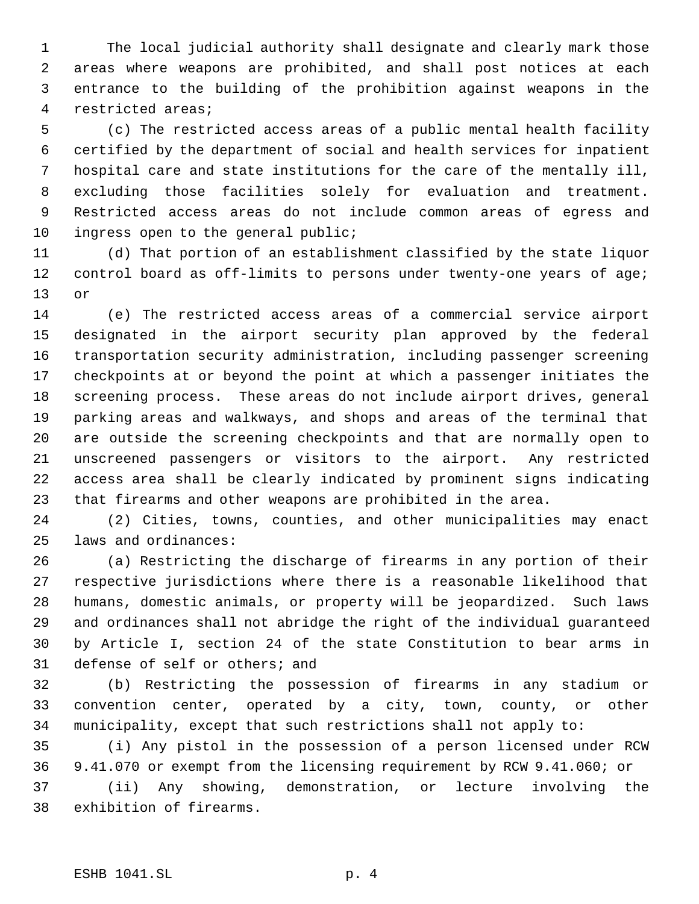The local judicial authority shall designate and clearly mark those areas where weapons are prohibited, and shall post notices at each entrance to the building of the prohibition against weapons in the restricted areas;

(c) The restricted access areas of a public mental health facility certified by the department of social and health services for inpatient hospital care and state institutions for the care of the mentally ill, excluding those facilities solely for evaluation and treatment. Restricted access areas do not include common areas of egress and ingress open to the general public;

(d) That portion of an establishment classified by the state liquor control board as off-limits to persons under twenty-one years of age; or

(e) The restricted access areas of a commercial service airport designated in the airport security plan approved by the federal transportation security administration, including passenger screening checkpoints at or beyond the point at which a passenger initiates the screening process. These areas do not include airport drives, general parking areas and walkways, and shops and areas of the terminal that are outside the screening checkpoints and that are normally open to unscreened passengers or visitors to the airport. Any restricted access area shall be clearly indicated by prominent signs indicating that firearms and other weapons are prohibited in the area.

(2) Cities, towns, counties, and other municipalities may enact laws and ordinances:

(a) Restricting the discharge of firearms in any portion of their respective jurisdictions where there is a reasonable likelihood that humans, domestic animals, or property will be jeopardized. Such laws and ordinances shall not abridge the right of the individual guaranteed by Article I, section 24 of the state Constitution to bear arms in defense of self or others; and

(b) Restricting the possession of firearms in any stadium or convention center, operated by a city, town, county, or other municipality, except that such restrictions shall not apply to:

(i) Any pistol in the possession of a person licensed under RCW 9.41.070 or exempt from the licensing requirement by RCW 9.41.060; or

(ii) Any showing, demonstration, or lecture involving the exhibition of firearms.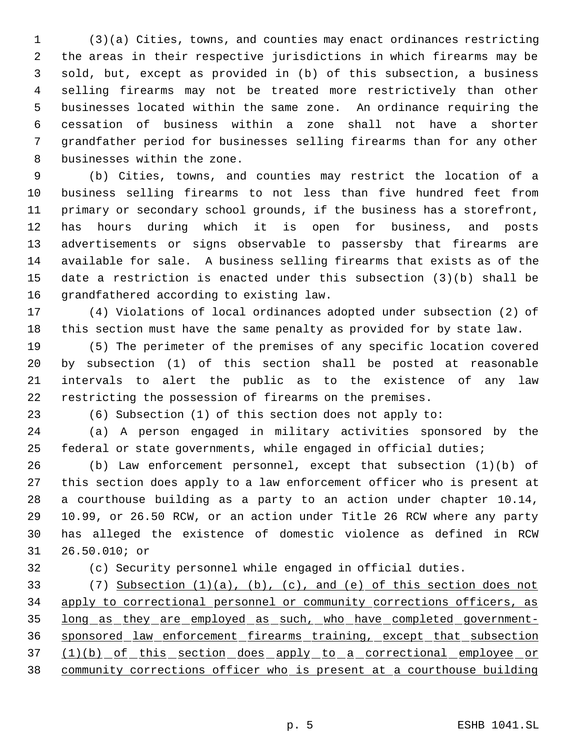(3)(a) Cities, towns, and counties may enact ordinances restricting the areas in their respective jurisdictions in which firearms may be sold, but, except as provided in (b) of this subsection, a business selling firearms may not be treated more restrictively than other businesses located within the same zone. An ordinance requiring the cessation of business within a zone shall not have a shorter grandfather period for businesses selling firearms than for any other businesses within the zone.

(b) Cities, towns, and counties may restrict the location of a business selling firearms to not less than five hundred feet from primary or secondary school grounds, if the business has a storefront, has hours during which it is open for business, and posts advertisements or signs observable to passersby that firearms are available for sale. A business selling firearms that exists as of the date a restriction is enacted under this subsection (3)(b) shall be grandfathered according to existing law.

(4) Violations of local ordinances adopted under subsection (2) of this section must have the same penalty as provided for by state law.

(5) The perimeter of the premises of any specific location covered by subsection (1) of this section shall be posted at reasonable intervals to alert the public as to the existence of any law restricting the possession of firearms on the premises.

(6) Subsection (1) of this section does not apply to:

(a) A person engaged in military activities sponsored by the federal or state governments, while engaged in official duties;

(b) Law enforcement personnel, except that subsection (1)(b) of this section does apply to a law enforcement officer who is present at a courthouse building as a party to an action under chapter 10.14, 10.99, or 26.50 RCW, or an action under Title 26 RCW where any party has alleged the existence of domestic violence as defined in RCW 26.50.010; or

(c) Security personnel while engaged in official duties.

(7) <u>Subsection (1)(a), (b), (c), and (e) of this section does not apply to correctional personnel or community corrections officers, as long as they are employed as such, who have completed government-sponsored law enforcement firearms training, except that subsection (1)(b) of this section does apply to a correctional employee or community corrections officer who is present at a courthouse building</u>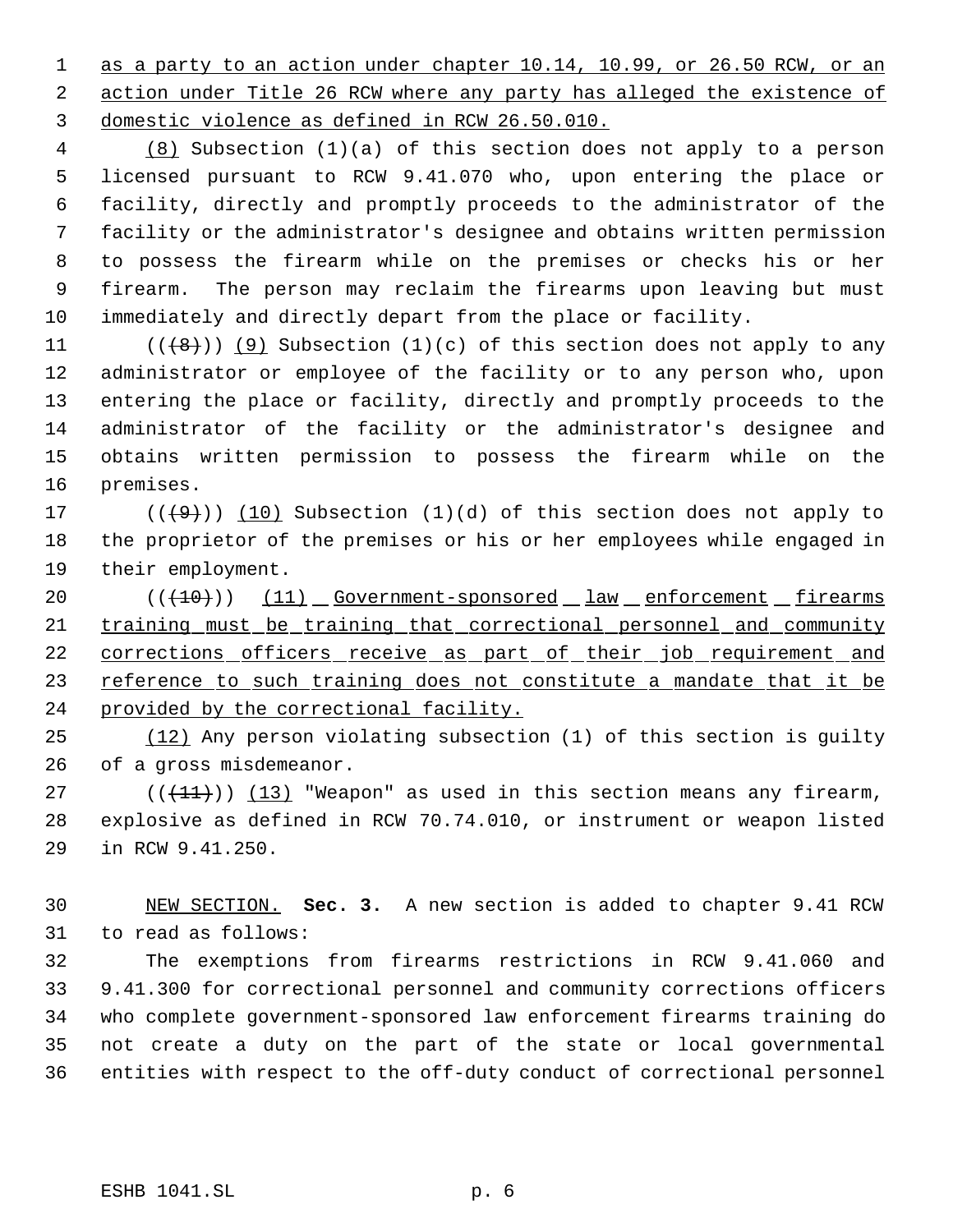as a party to an action under chapter 10.14, 10.99, or 26.50 RCW, or an action under Title 26 RCW where any party has alleged the existence of domestic violence as defined in RCW 26.50.010.

(8) Subsection (1)(a) of this section does not apply to a person licensed pursuant to RCW 9.41.070 who, upon entering the place or facility, directly and promptly proceeds to the administrator of the facility or the administrator's designee and obtains written permission to possess the firearm while on the premises or checks his or her firearm. The person may reclaim the firearms upon leaving but must immediately and directly depart from the place or facility.

(((8))) (9) Subsection (1)(c) of this section does not apply to any administrator or employee of the facility or to any person who, upon entering the place or facility, directly and promptly proceeds to the administrator of the facility or the administrator's designee and obtains written permission to possess the firearm while on the premises.

(((9))) (10) Subsection (1)(d) of this section does not apply to the proprietor of the premises or his or her employees while engaged in their employment.

(((10))) (11) Government-sponsored law enforcement firearms training must be training that correctional personnel and community corrections officers receive as part of their job requirement and reference to such training does not constitute a mandate that it be provided by the correctional facility.

(12) Any person violating subsection (1) of this section is guilty of a gross misdemeanor.

(((11))) (13) "Weapon" as used in this section means any firearm, explosive as defined in RCW 70.74.010, or instrument or weapon listed in RCW 9.41.250.

NEW SECTION. **Sec. 3.** A new section is added to chapter 9.41 RCW to read as follows:

The exemptions from firearms restrictions in RCW 9.41.060 and 9.41.300 for correctional personnel and community corrections officers who complete government-sponsored law enforcement firearms training do not create a duty on the part of the state or local governmental entities with respect to the off-duty conduct of correctional personnel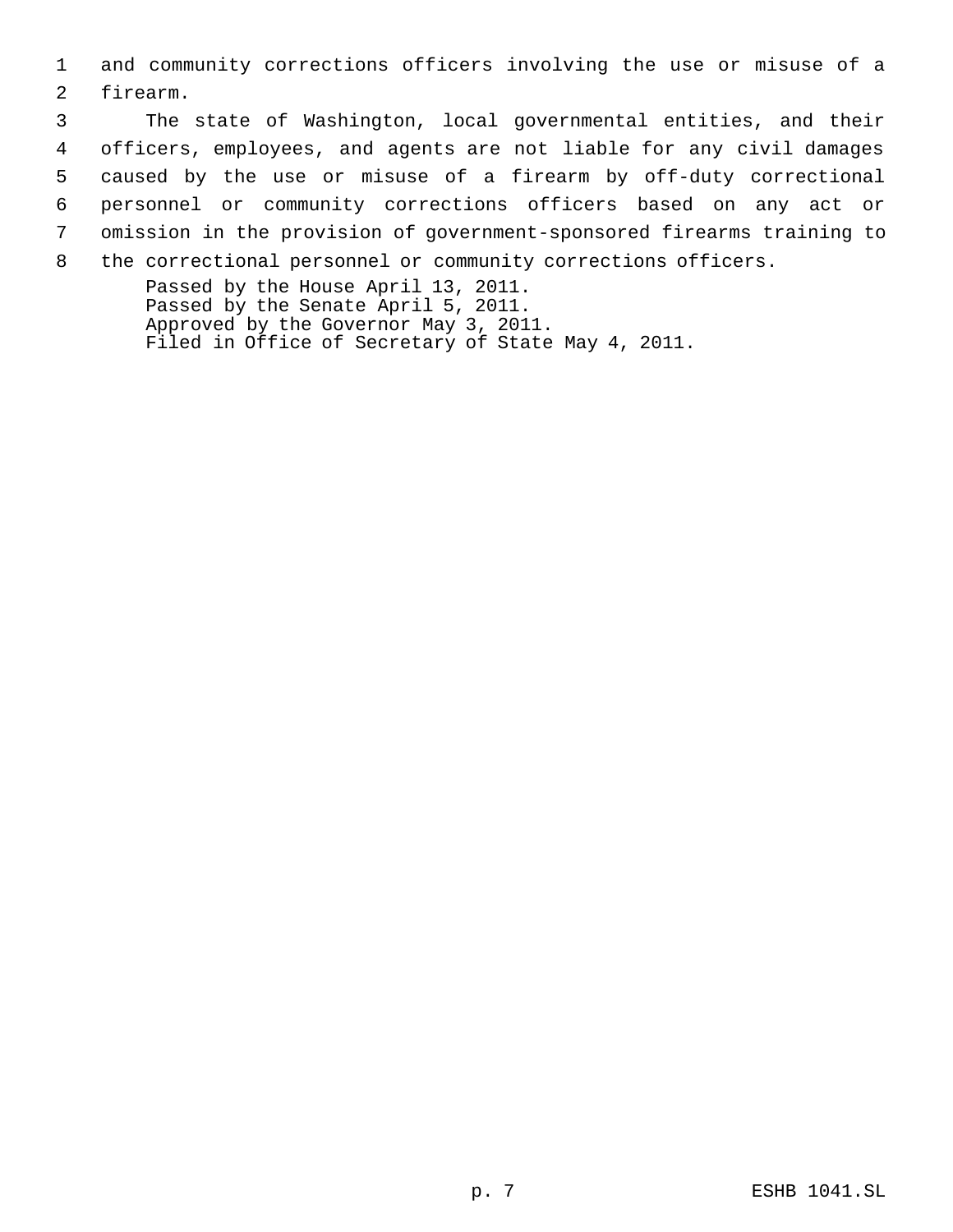and community corrections officers involving the use or misuse of a firearm.

The state of Washington, local governmental entities, and their officers, employees, and agents are not liable for any civil damages caused by the use or misuse of a firearm by off-duty correctional personnel or community corrections officers based on any act or omission in the provision of government-sponsored firearms training to the correctional personnel or community corrections officers.

Passed by the House April 13, 2011.
Passed by the Senate April 5, 2011.
Approved by the Governor May 3, 2011.
Filed in Office of Secretary of State May 4, 2011.